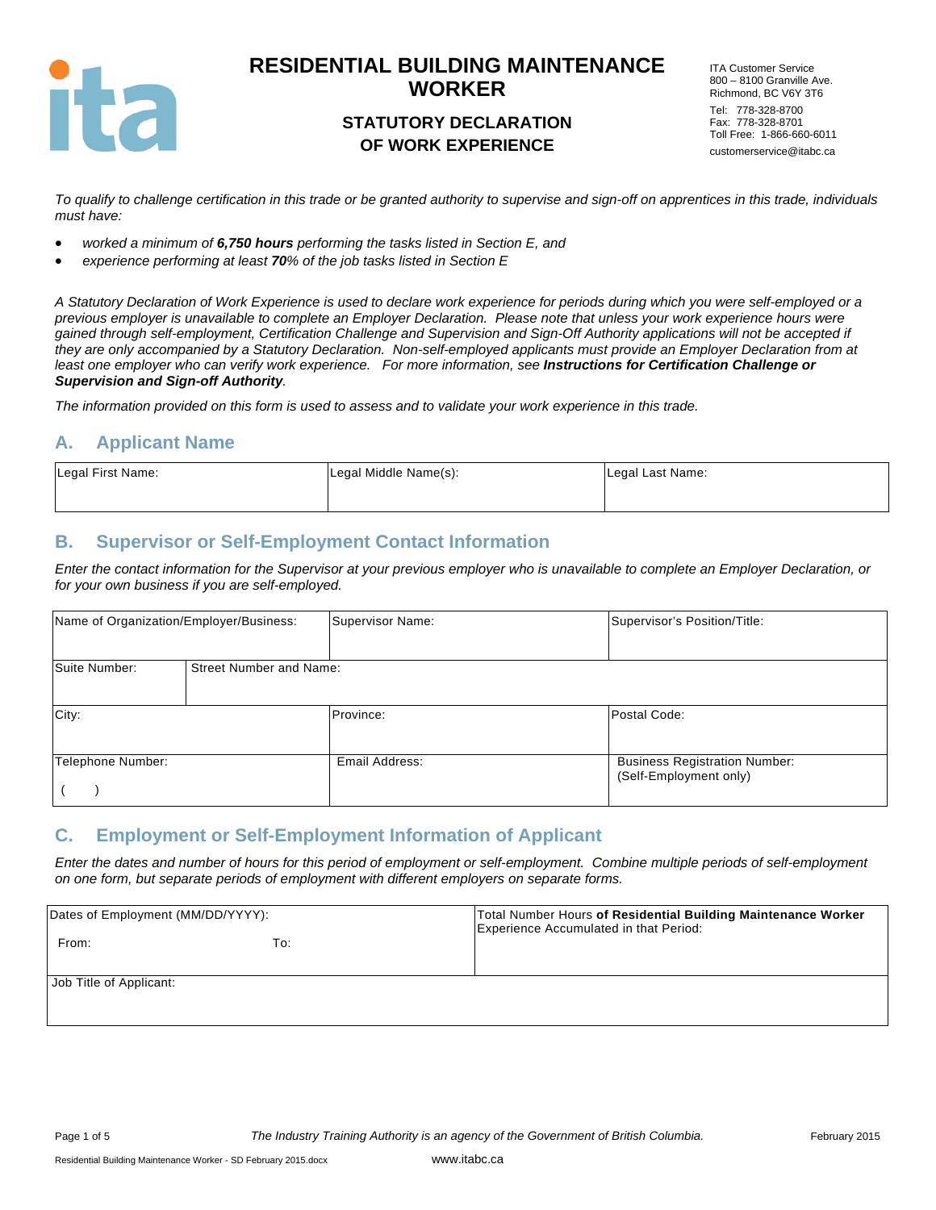# RESIDENTIAL BUILDING MAINTENANCE WORKER

## STATUTORY DECLARATION OF WORK EXPERIENCE

ITA Customer Service
800 – 8100 Granville Ave.
Richmond, BC V6Y 3T6
Tel: 778-328-8700
Fax: 778-328-8701
Toll Free: 1-866-660-6011
customerservice@itabc.ca

*To qualify to challenge certification in this trade or be granted authority to supervise and sign-off on apprentices in this trade, individuals must have:*

- *worked a minimum of **6,750 hours** performing the tasks listed in Section E, and*
- *experience performing at least **70**% of the job tasks listed in Section E*

*A Statutory Declaration of Work Experience is used to declare work experience for periods during which you were self-employed or a previous employer is unavailable to complete an Employer Declaration. Please note that unless your work experience hours were gained through self-employment, Certification Challenge and Supervision and Sign-Off Authority applications will not be accepted if they are only accompanied by a Statutory Declaration. Non-self-employed applicants must provide an Employer Declaration from at least one employer who can verify work experience. For more information, see **Instructions for Certification Challenge or Supervision and Sign-off Authority**.*

*The information provided on this form is used to assess and to validate your work experience in this trade.*

## A. Applicant Name

| Legal First Name: | Legal Middle Name(s): | Legal Last Name: |
|---|---|---|
| | | |

## B. Supervisor or Self-Employment Contact Information

*Enter the contact information for the Supervisor at your previous employer who is unavailable to complete an Employer Declaration, or for your own business if you are self-employed.*

| Name of Organization/Employer/Business: | | Supervisor Name: | Supervisor's Position/Title: |
|---|---|---|---|
| Suite Number: | Street Number and Name: | | |
| City: | | Province: | Postal Code: |
| Telephone Number: ( ) | | Email Address: | Business Registration Number: (Self-Employment only) |

## C. Employment or Self-Employment Information of Applicant

*Enter the dates and number of hours for this period of employment or self-employment. Combine multiple periods of self-employment on one form, but separate periods of employment with different employers on separate forms.*

| Dates of Employment (MM/DD/YYYY): From: To: | Total Number Hours **of Residential Building Maintenance Worker** Experience Accumulated in that Period: |
|---|---|
| Job Title of Applicant: | |

*The Industry Training Authority is an agency of the Government of British Columbia.*

February 2015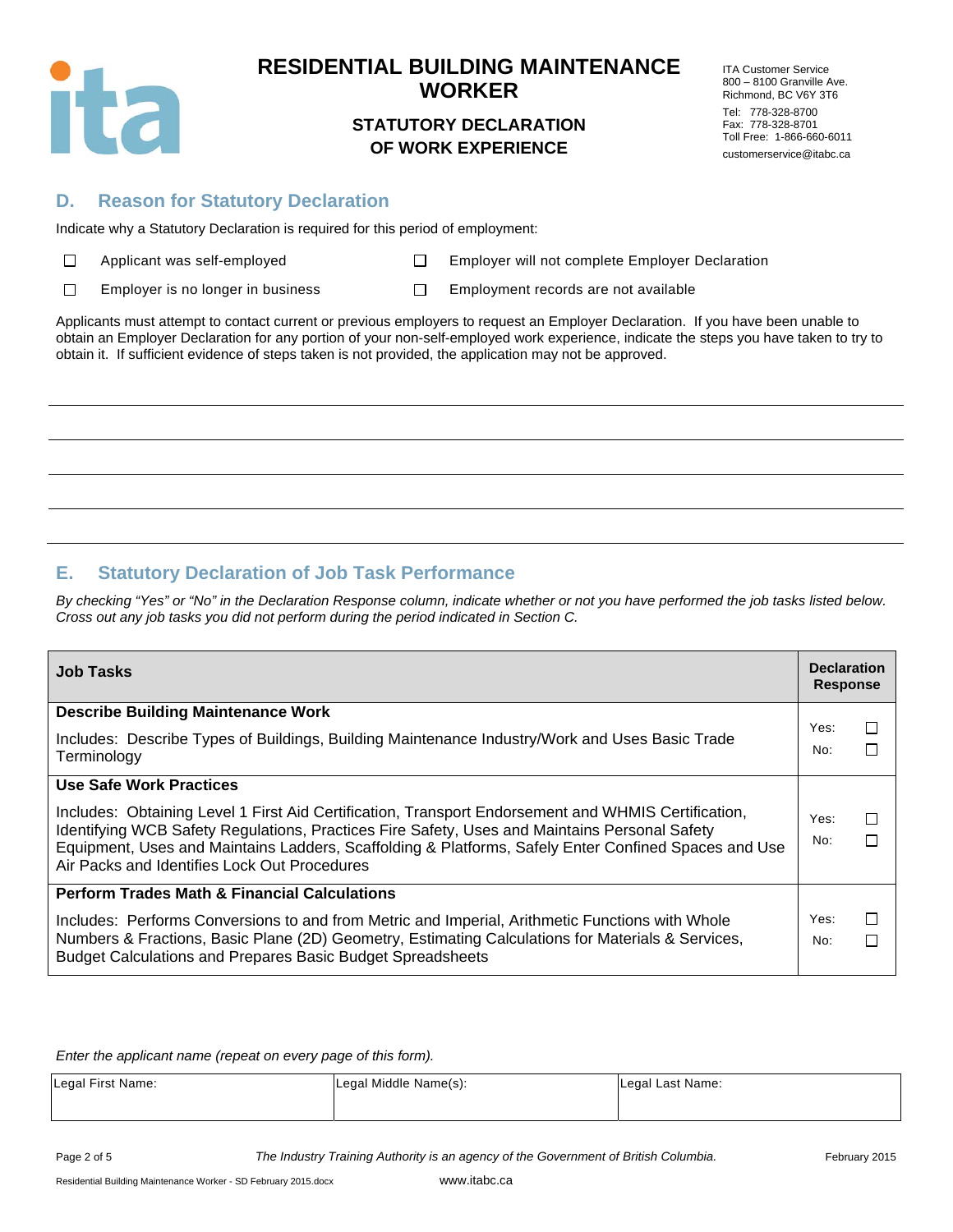# RESIDENTIAL BUILDING MAINTENANCE WORKER

## STATUTORY DECLARATION OF WORK EXPERIENCE

ITA Customer Service
800 – 8100 Granville Ave.
Richmond, BC V6Y 3T6
Tel: 778-328-8700
Fax: 778-328-8701
Toll Free: 1-866-660-6011
customerservice@itabc.ca

## D. Reason for Statutory Declaration

Indicate why a Statutory Declaration is required for this period of employment:

- ☐ Applicant was self-employed
- ☐ Employer will not complete Employer Declaration
- ☐ Employer is no longer in business
- ☐ Employment records are not available

Applicants must attempt to contact current or previous employers to request an Employer Declaration. If you have been unable to obtain an Employer Declaration for any portion of your non-self-employed work experience, indicate the steps you have taken to try to obtain it. If sufficient evidence of steps taken is not provided, the application may not be approved.

______________________________________________________________________

______________________________________________________________________

______________________________________________________________________

______________________________________________________________________

______________________________________________________________________

## E. Statutory Declaration of Job Task Performance

*By checking "Yes" or "No" in the Declaration Response column, indicate whether or not you have performed the job tasks listed below. Cross out any job tasks you did not perform during the period indicated in Section C.*

| Job Tasks | Declaration Response |
|---|---|
| **Describe Building Maintenance Work**<br>Includes: Describe Types of Buildings, Building Maintenance Industry/Work and Uses Basic Trade Terminology | Yes: ☐<br>No: ☐ |
| **Use Safe Work Practices**<br>Includes: Obtaining Level 1 First Aid Certification, Transport Endorsement and WHMIS Certification, Identifying WCB Safety Regulations, Practices Fire Safety, Uses and Maintains Personal Safety Equipment, Uses and Maintains Ladders, Scaffolding & Platforms, Safely Enter Confined Spaces and Use Air Packs and Identifies Lock Out Procedures | Yes: ☐<br>No: ☐ |
| **Perform Trades Math & Financial Calculations**<br>Includes: Performs Conversions to and from Metric and Imperial, Arithmetic Functions with Whole Numbers & Fractions, Basic Plane (2D) Geometry, Estimating Calculations for Materials & Services, Budget Calculations and Prepares Basic Budget Spreadsheets | Yes: ☐<br>No: ☐ |

*Enter the applicant name (repeat on every page of this form).*

| Legal First Name: | Legal Middle Name(s): | Legal Last Name: |
|---|---|---|
| | | |

*The Industry Training Authority is an agency of the Government of British Columbia.*

www.itabc.ca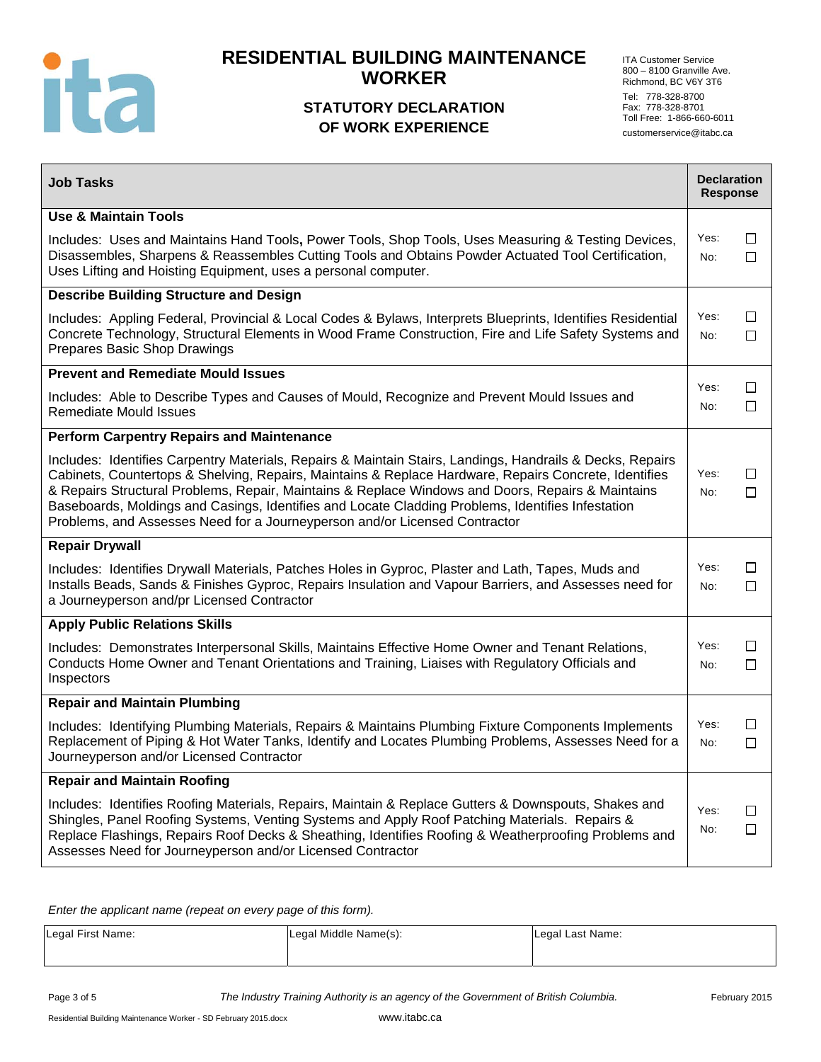# RESIDENTIAL BUILDING MAINTENANCE WORKER

## STATUTORY DECLARATION OF WORK EXPERIENCE

ITA Customer Service
800 – 8100 Granville Ave.
Richmond, BC V6Y 3T6
Tel: 778-328-8700
Fax: 778-328-8701
Toll Free: 1-866-660-6011
customerservice@itabc.ca

| Job Tasks | Declaration Response |
|---|---|
| **Use & Maintain Tools**<br><br>Includes: Uses and Maintains Hand Tools**,** Power Tools, Shop Tools, Uses Measuring & Testing Devices, Disassembles, Sharpens & Reassembles Cutting Tools and Obtains Powder Actuated Tool Certification, Uses Lifting and Hoisting Equipment, uses a personal computer. | Yes: ☐<br>No: ☐ |
| **Describe Building Structure and Design**<br><br>Includes: Appling Federal, Provincial & Local Codes & Bylaws, Interprets Blueprints, Identifies Residential Concrete Technology, Structural Elements in Wood Frame Construction, Fire and Life Safety Systems and Prepares Basic Shop Drawings | Yes: ☐<br>No: ☐ |
| **Prevent and Remediate Mould Issues**<br><br>Includes: Able to Describe Types and Causes of Mould, Recognize and Prevent Mould Issues and Remediate Mould Issues | Yes: ☐<br>No: ☐ |
| **Perform Carpentry Repairs and Maintenance**<br><br>Includes: Identifies Carpentry Materials, Repairs & Maintain Stairs, Landings, Handrails & Decks, Repairs Cabinets, Countertops & Shelving, Repairs, Maintains & Replace Hardware, Repairs Concrete, Identifies & Repairs Structural Problems, Repair, Maintains & Replace Windows and Doors, Repairs & Maintains Baseboards, Moldings and Casings, Identifies and Locate Cladding Problems, Identifies Infestation Problems, and Assesses Need for a Journeyperson and/or Licensed Contractor | Yes: ☐<br>No: ☐ |
| **Repair Drywall**<br><br>Includes: Identifies Drywall Materials, Patches Holes in Gyproc, Plaster and Lath, Tapes, Muds and Installs Beads, Sands & Finishes Gyproc, Repairs Insulation and Vapour Barriers, and Assesses need for a Journeyperson and/pr Licensed Contractor | Yes: ☐<br>No: ☐ |
| **Apply Public Relations Skills**<br><br>Includes: Demonstrates Interpersonal Skills, Maintains Effective Home Owner and Tenant Relations, Conducts Home Owner and Tenant Orientations and Training, Liaises with Regulatory Officials and Inspectors | Yes: ☐<br>No: ☐ |
| **Repair and Maintain Plumbing**<br><br>Includes: Identifying Plumbing Materials, Repairs & Maintains Plumbing Fixture Components Implements Replacement of Piping & Hot Water Tanks, Identify and Locates Plumbing Problems, Assesses Need for a Journeyperson and/or Licensed Contractor | Yes: ☐<br>No: ☐ |
| **Repair and Maintain Roofing**<br><br>Includes: Identifies Roofing Materials, Repairs, Maintain & Replace Gutters & Downspouts, Shakes and Shingles, Panel Roofing Systems, Venting Systems and Apply Roof Patching Materials. Repairs & Replace Flashings, Repairs Roof Decks & Sheathing, Identifies Roofing & Weatherproofing Problems and Assesses Need for Journeyperson and/or Licensed Contractor | Yes: ☐<br>No: ☐ |

*Enter the applicant name (repeat on every page of this form).*

| Legal First Name: | Legal Middle Name(s): | Legal Last Name: |
|---|---|---|
| | | |

*The Industry Training Authority is an agency of the Government of British Columbia.*

February 2015

Residential Building Maintenance Worker - SD February 2015.docx

www.itabc.ca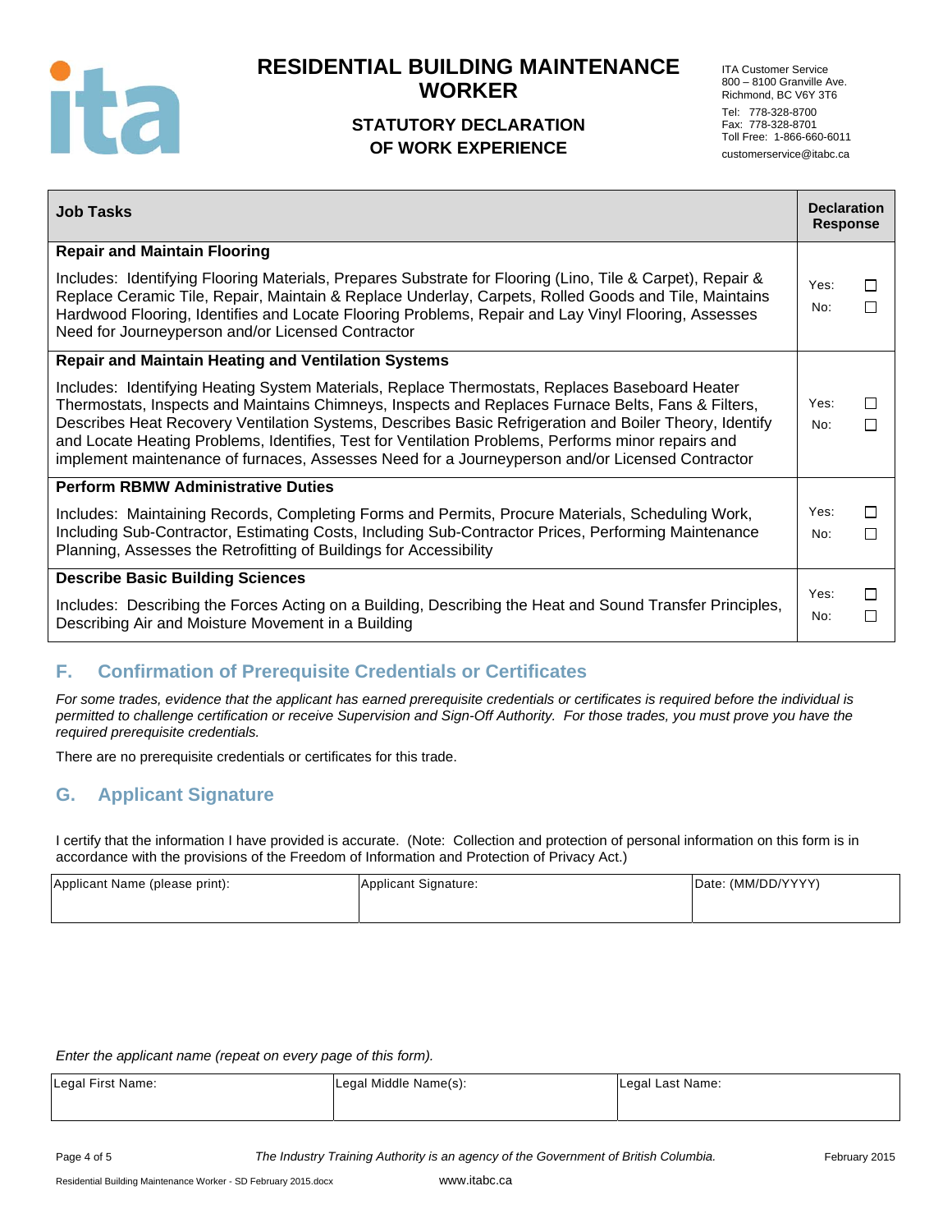| Job Tasks | Declaration Response |
|---|---|
| **Repair and Maintain Flooring**<br><br>Includes: Identifying Flooring Materials, Prepares Substrate for Flooring (Lino, Tile & Carpet), Repair & Replace Ceramic Tile, Repair, Maintain & Replace Underlay, Carpets, Rolled Goods and Tile, Maintains Hardwood Flooring, Identifies and Locate Flooring Problems, Repair and Lay Vinyl Flooring, Assesses Need for Journeyperson and/or Licensed Contractor | Yes: ☐<br>No: ☐ |
| **Repair and Maintain Heating and Ventilation Systems**<br><br>Includes: Identifying Heating System Materials, Replace Thermostats, Replaces Baseboard Heater Thermostats, Inspects and Maintains Chimneys, Inspects and Replaces Furnace Belts, Fans & Filters, Describes Heat Recovery Ventilation Systems, Describes Basic Refrigeration and Boiler Theory, Identify and Locate Heating Problems, Identifies, Test for Ventilation Problems, Performs minor repairs and implement maintenance of furnaces, Assesses Need for a Journeyperson and/or Licensed Contractor | Yes: ☐<br>No: ☐ |
| **Perform RBMW Administrative Duties**<br><br>Includes: Maintaining Records, Completing Forms and Permits, Procure Materials, Scheduling Work, Including Sub-Contractor, Estimating Costs, Including Sub-Contractor Prices, Performing Maintenance Planning, Assesses the Retrofitting of Buildings for Accessibility | Yes: ☐<br>No: ☐ |
| **Describe Basic Building Sciences**<br><br>Includes: Describing the Forces Acting on a Building, Describing the Heat and Sound Transfer Principles, Describing Air and Moisture Movement in a Building | Yes: ☐<br>No: ☐ |

## F. Confirmation of Prerequisite Credentials or Certificates

*For some trades, evidence that the applicant has earned prerequisite credentials or certificates is required before the individual is permitted to challenge certification or receive Supervision and Sign-Off Authority. For those trades, you must prove you have the required prerequisite credentials.*

There are no prerequisite credentials or certificates for this trade.

## G. Applicant Signature

I certify that the information I have provided is accurate. (Note: Collection and protection of personal information on this form is in accordance with the provisions of the Freedom of Information and Protection of Privacy Act.)

| Applicant Name (please print): | Applicant Signature: | Date: (MM/DD/YYYY) |
|---|---|---|
| | | |

*Enter the applicant name (repeat on every page of this form).*

| Legal First Name: | Legal Middle Name(s): | Legal Last Name: |
|---|---|---|
| | | |

*The Industry Training Authority is an agency of the Government of British Columbia.*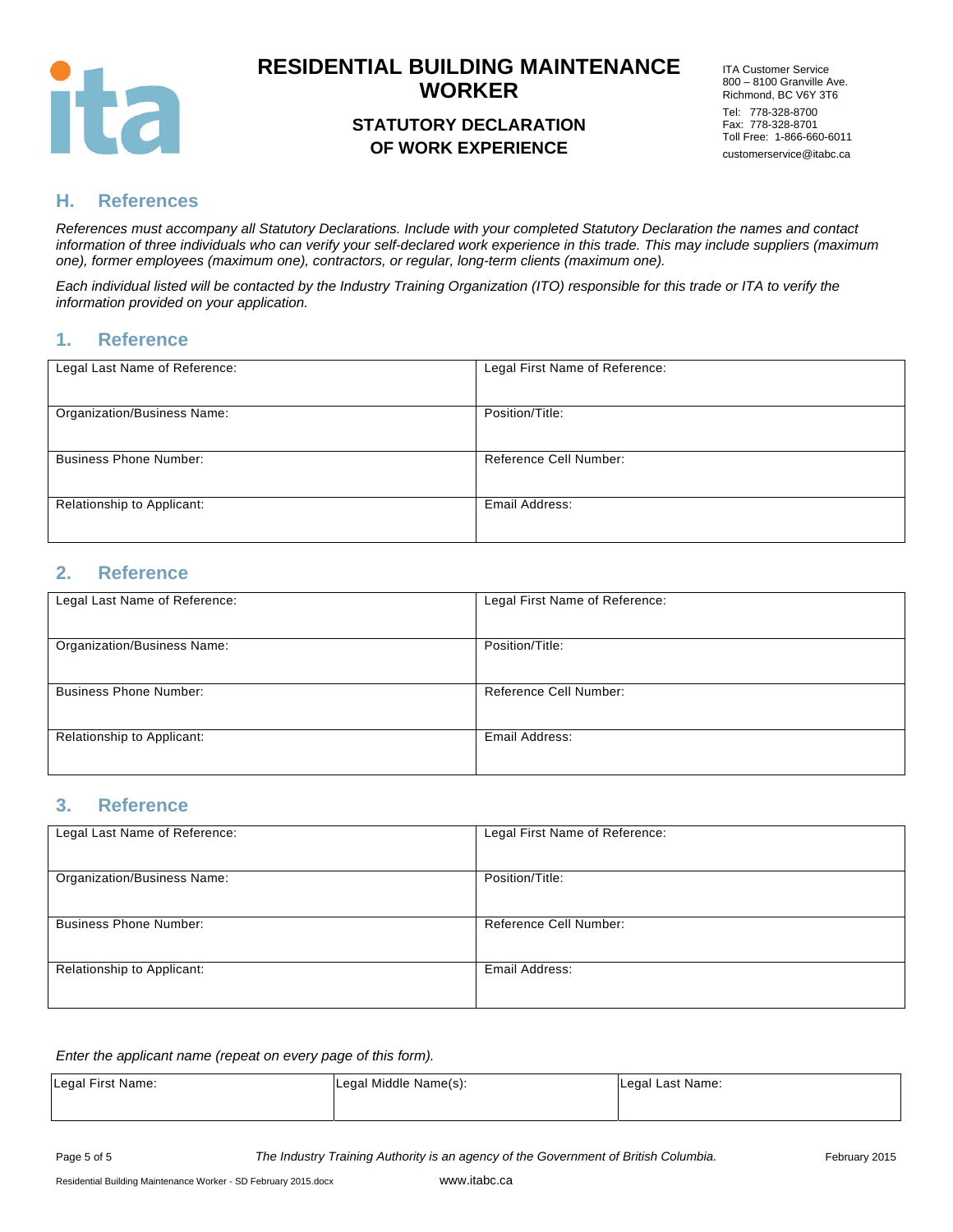# RESIDENTIAL BUILDING MAINTENANCE WORKER

## STATUTORY DECLARATION OF WORK EXPERIENCE

ITA Customer Service
800 – 8100 Granville Ave.
Richmond, BC V6Y 3T6
Tel: 778-328-8700
Fax: 778-328-8701
Toll Free: 1-866-660-6011
customerservice@itabc.ca

## H. References

*References must accompany all Statutory Declarations. Include with your completed Statutory Declaration the names and contact information of three individuals who can verify your self-declared work experience in this trade. This may include suppliers (maximum one), former employees (maximum one), contractors, or regular, long-term clients (maximum one).*

*Each individual listed will be contacted by the Industry Training Organization (ITO) responsible for this trade or ITA to verify the information provided on your application.*

### 1. Reference

| | |
|---|---|
| Legal Last Name of Reference: | Legal First Name of Reference: |
| Organization/Business Name: | Position/Title: |
| Business Phone Number: | Reference Cell Number: |
| Relationship to Applicant: | Email Address: |

### 2. Reference

| | |
|---|---|
| Legal Last Name of Reference: | Legal First Name of Reference: |
| Organization/Business Name: | Position/Title: |
| Business Phone Number: | Reference Cell Number: |
| Relationship to Applicant: | Email Address: |

### 3. Reference

| | |
|---|---|
| Legal Last Name of Reference: | Legal First Name of Reference: |
| Organization/Business Name: | Position/Title: |
| Business Phone Number: | Reference Cell Number: |
| Relationship to Applicant: | Email Address: |

*Enter the applicant name (repeat on every page of this form).*

| | | |
|---|---|---|
| Legal First Name: | Legal Middle Name(s): | Legal Last Name: |